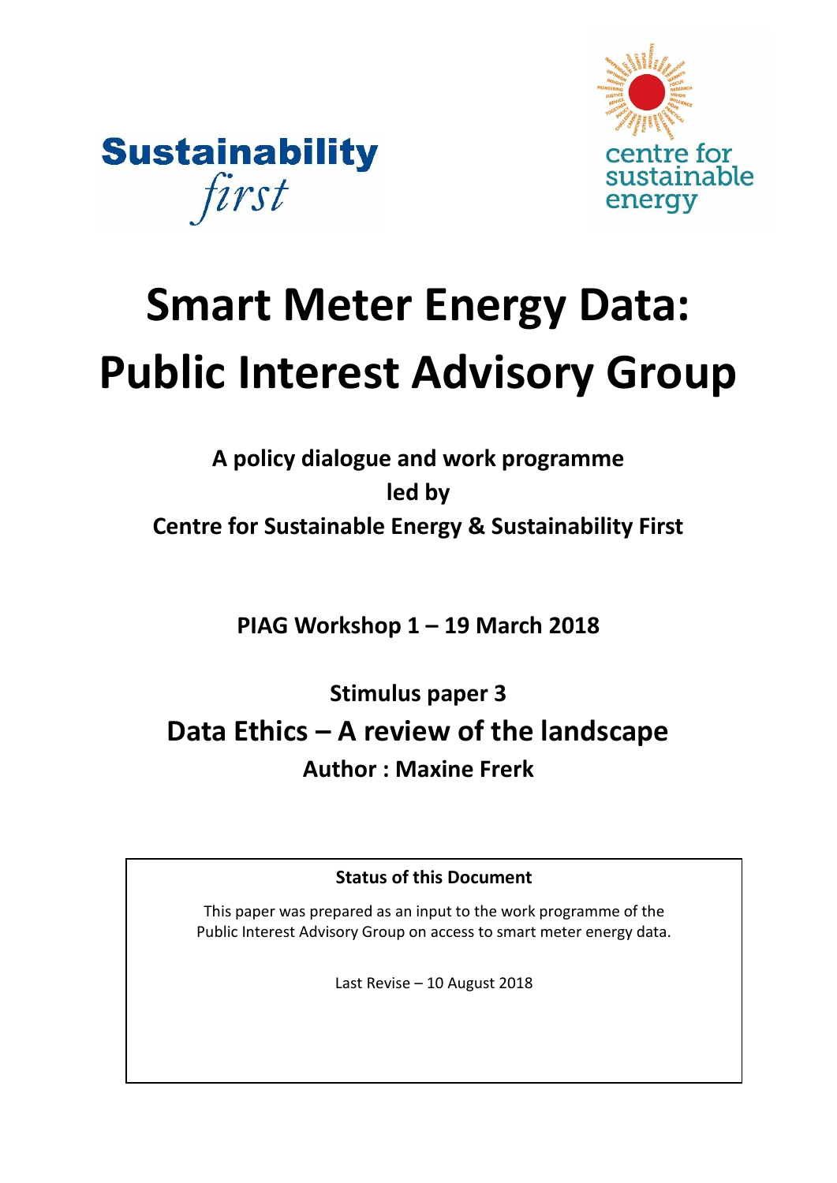Sustainability *first*

centre for sustainable energy

# Smart Meter Energy Data: Public Interest Advisory Group

**A policy dialogue and work programme led by Centre for Sustainable Energy & Sustainability First**

**PIAG Workshop 1 – 19 March 2018**

## Stimulus paper 3

## Data Ethics – A review of the landscape

**Author : Maxine Frerk**

**Status of this Document**

This paper was prepared as an input to the work programme of the Public Interest Advisory Group on access to smart meter energy data.

Last Revise – 10 August 2018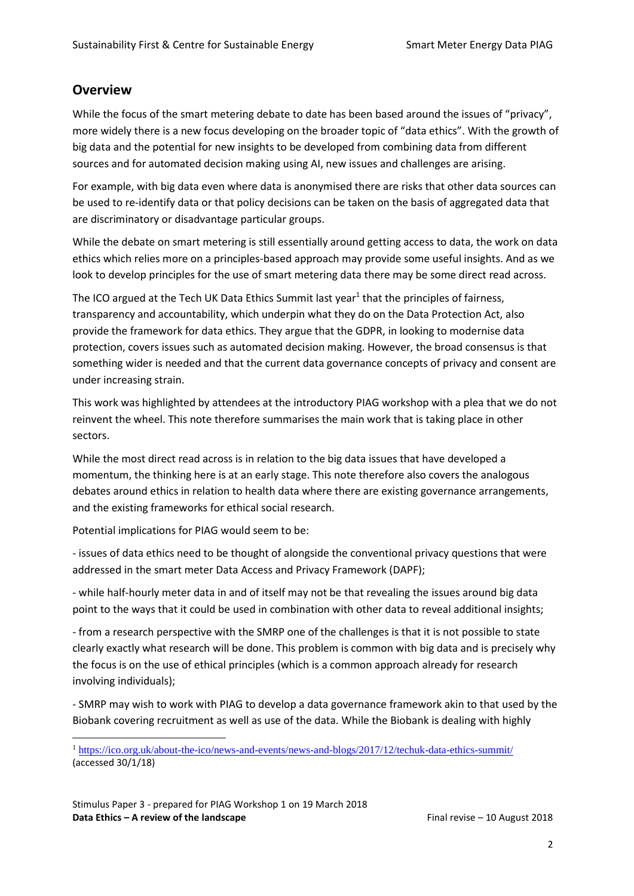## Overview

While the focus of the smart metering debate to date has been based around the issues of "privacy", more widely there is a new focus developing on the broader topic of "data ethics". With the growth of big data and the potential for new insights to be developed from combining data from different sources and for automated decision making using AI, new issues and challenges are arising.

For example, with big data even where data is anonymised there are risks that other data sources can be used to re-identify data or that policy decisions can be taken on the basis of aggregated data that are discriminatory or disadvantage particular groups.

While the debate on smart metering is still essentially around getting access to data, the work on data ethics which relies more on a principles-based approach may provide some useful insights. And as we look to develop principles for the use of smart metering data there may be some direct read across.

The ICO argued at the Tech UK Data Ethics Summit last year[1] that the principles of fairness, transparency and accountability, which underpin what they do on the Data Protection Act, also provide the framework for data ethics. They argue that the GDPR, in looking to modernise data protection, covers issues such as automated decision making. However, the broad consensus is that something wider is needed and that the current data governance concepts of privacy and consent are under increasing strain.

This work was highlighted by attendees at the introductory PIAG workshop with a plea that we do not reinvent the wheel. This note therefore summarises the main work that is taking place in other sectors.

While the most direct read across is in relation to the big data issues that have developed a momentum, the thinking here is at an early stage. This note therefore also covers the analogous debates around ethics in relation to health data where there are existing governance arrangements, and the existing frameworks for ethical social research.

Potential implications for PIAG would seem to be:

- issues of data ethics need to be thought of alongside the conventional privacy questions that were addressed in the smart meter Data Access and Privacy Framework (DAPF);

- while half-hourly meter data in and of itself may not be that revealing the issues around big data point to the ways that it could be used in combination with other data to reveal additional insights;

- from a research perspective with the SMRP one of the challenges is that it is not possible to state clearly exactly what research will be done. This problem is common with big data and is precisely why the focus is on the use of ethical principles (which is a common approach already for research involving individuals);

- SMRP may wish to work with PIAG to develop a data governance framework akin to that used by the Biobank covering recruitment as well as use of the data. While the Biobank is dealing with highly

[1] https://ico.org.uk/about-the-ico/news-and-events/news-and-blogs/2017/12/techuk-data-ethics-summit/ (accessed 30/1/18)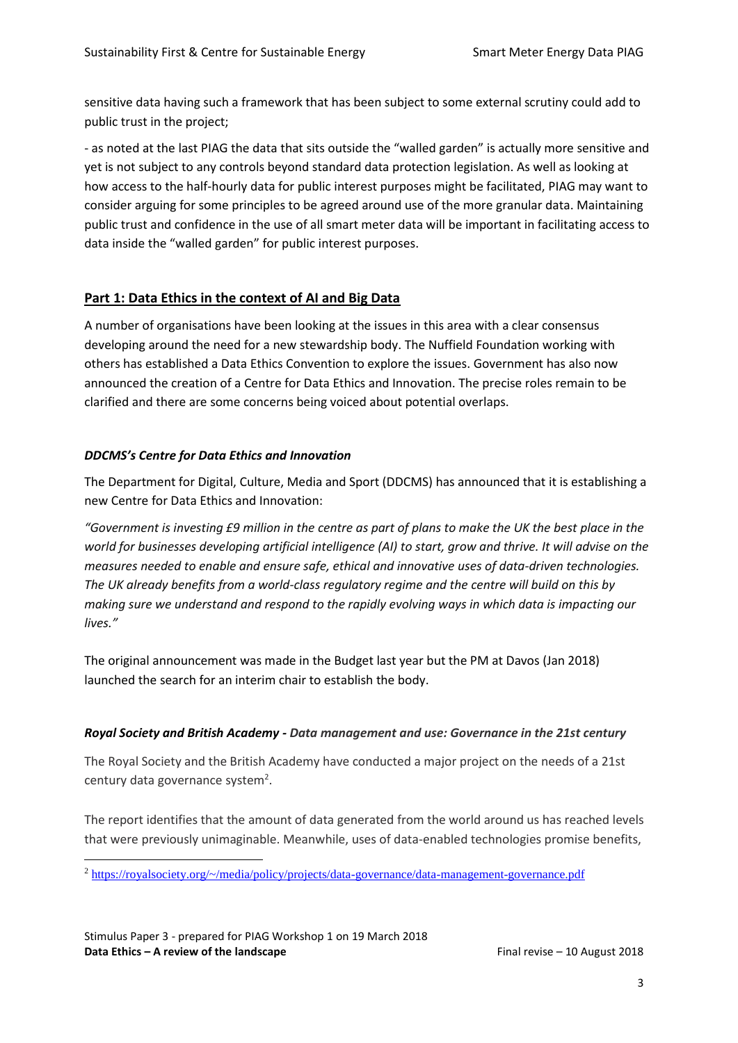sensitive data having such a framework that has been subject to some external scrutiny could add to public trust in the project;

- as noted at the last PIAG the data that sits outside the "walled garden" is actually more sensitive and yet is not subject to any controls beyond standard data protection legislation. As well as looking at how access to the half-hourly data for public interest purposes might be facilitated, PIAG may want to consider arguing for some principles to be agreed around use of the more granular data. Maintaining public trust and confidence in the use of all smart meter data will be important in facilitating access to data inside the "walled garden" for public interest purposes.

## Part 1: Data Ethics in the context of AI and Big Data

A number of organisations have been looking at the issues in this area with a clear consensus developing around the need for a new stewardship body. The Nuffield Foundation working with others has established a Data Ethics Convention to explore the issues. Government has also now announced the creation of a Centre for Data Ethics and Innovation. The precise roles remain to be clarified and there are some concerns being voiced about potential overlaps.

### *DDCMS's Centre for Data Ethics and Innovation*

The Department for Digital, Culture, Media and Sport (DDCMS) has announced that it is establishing a new Centre for Data Ethics and Innovation:

*"Government is investing £9 million in the centre as part of plans to make the UK the best place in the world for businesses developing artificial intelligence (AI) to start, grow and thrive. It will advise on the measures needed to enable and ensure safe, ethical and innovative uses of data-driven technologies. The UK already benefits from a world-class regulatory regime and the centre will build on this by making sure we understand and respond to the rapidly evolving ways in which data is impacting our lives."*

The original announcement was made in the Budget last year but the PM at Davos (Jan 2018) launched the search for an interim chair to establish the body.

### *Royal Society and British Academy - Data management and use: Governance in the 21st century*

The Royal Society and the British Academy have conducted a major project on the needs of a 21st century data governance system[2].

The report identifies that the amount of data generated from the world around us has reached levels that were previously unimaginable. Meanwhile, uses of data-enabled technologies promise benefits,

[2] https://royalsociety.org/~/media/policy/projects/data-governance/data-management-governance.pdf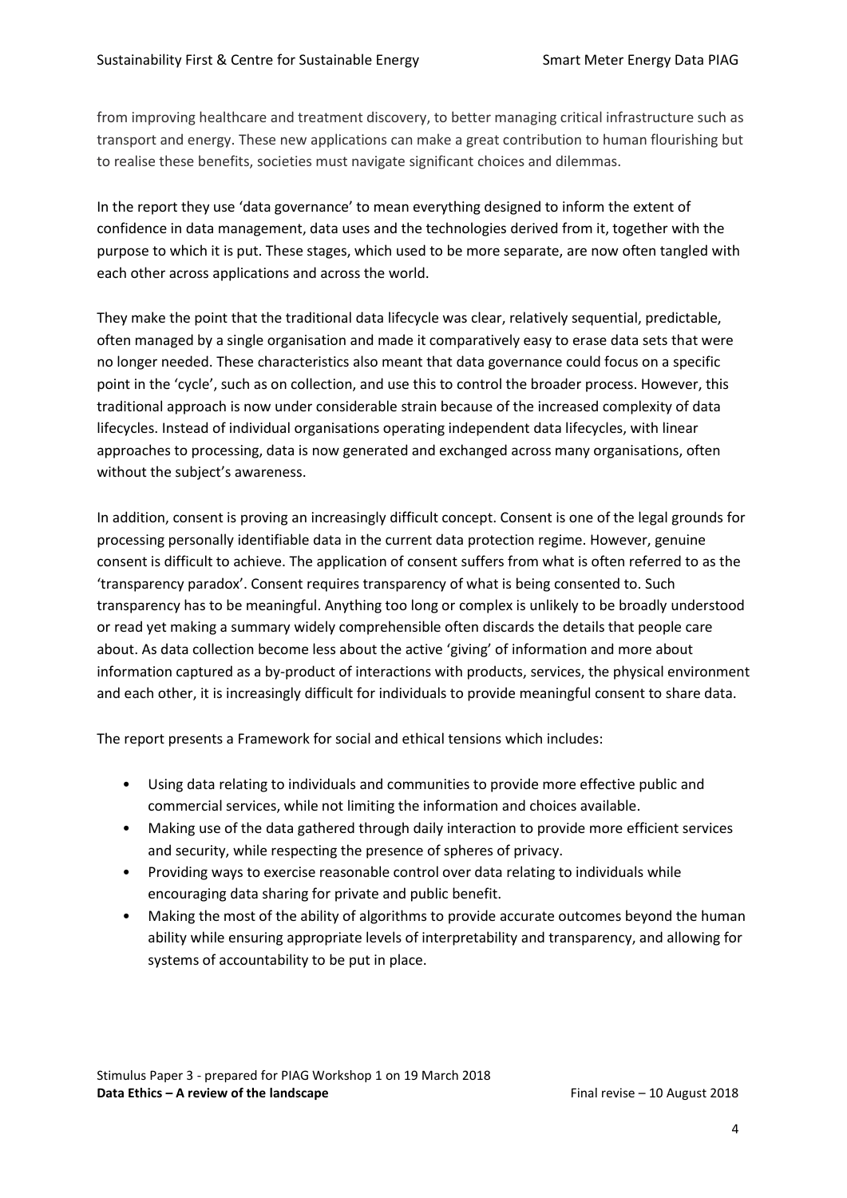from improving healthcare and treatment discovery, to better managing critical infrastructure such as transport and energy. These new applications can make a great contribution to human flourishing but to realise these benefits, societies must navigate significant choices and dilemmas.

In the report they use 'data governance' to mean everything designed to inform the extent of confidence in data management, data uses and the technologies derived from it, together with the purpose to which it is put. These stages, which used to be more separate, are now often tangled with each other across applications and across the world.

They make the point that the traditional data lifecycle was clear, relatively sequential, predictable, often managed by a single organisation and made it comparatively easy to erase data sets that were no longer needed. These characteristics also meant that data governance could focus on a specific point in the 'cycle', such as on collection, and use this to control the broader process. However, this traditional approach is now under considerable strain because of the increased complexity of data lifecycles. Instead of individual organisations operating independent data lifecycles, with linear approaches to processing, data is now generated and exchanged across many organisations, often without the subject's awareness.

In addition, consent is proving an increasingly difficult concept. Consent is one of the legal grounds for processing personally identifiable data in the current data protection regime. However, genuine consent is difficult to achieve. The application of consent suffers from what is often referred to as the 'transparency paradox'. Consent requires transparency of what is being consented to. Such transparency has to be meaningful. Anything too long or complex is unlikely to be broadly understood or read yet making a summary widely comprehensible often discards the details that people care about. As data collection become less about the active 'giving' of information and more about information captured as a by-product of interactions with products, services, the physical environment and each other, it is increasingly difficult for individuals to provide meaningful consent to share data.

The report presents a Framework for social and ethical tensions which includes:

- Using data relating to individuals and communities to provide more effective public and commercial services, while not limiting the information and choices available.
- Making use of the data gathered through daily interaction to provide more efficient services and security, while respecting the presence of spheres of privacy.
- Providing ways to exercise reasonable control over data relating to individuals while encouraging data sharing for private and public benefit.
- Making the most of the ability of algorithms to provide accurate outcomes beyond the human ability while ensuring appropriate levels of interpretability and transparency, and allowing for systems of accountability to be put in place.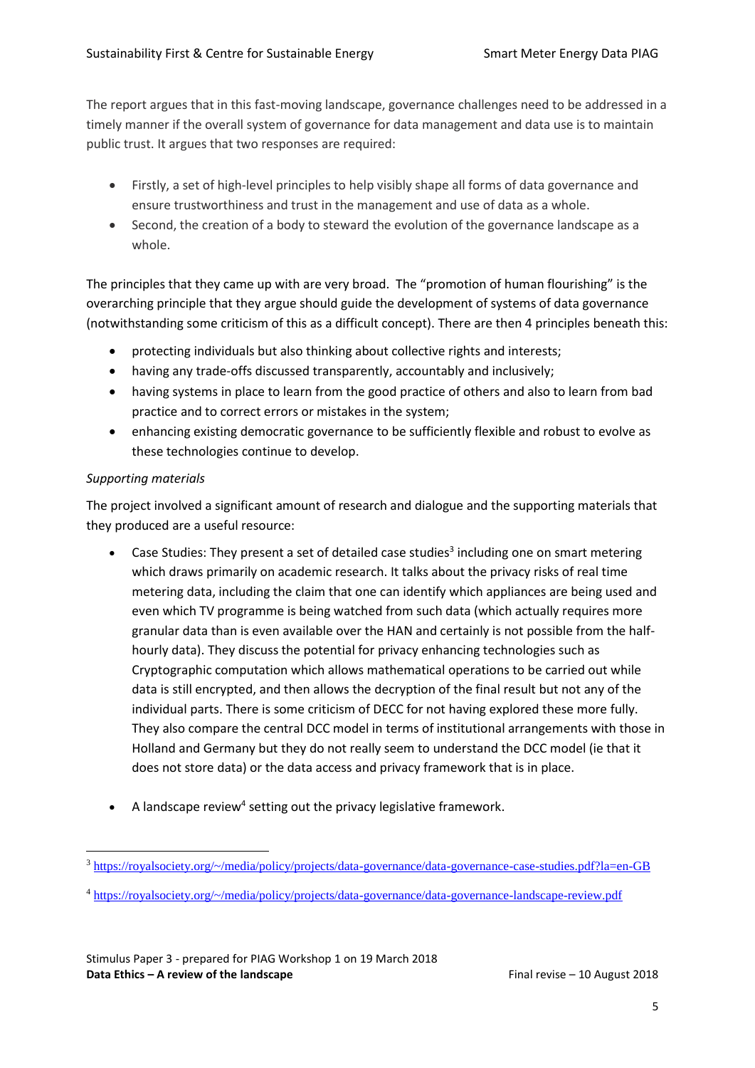The report argues that in this fast-moving landscape, governance challenges need to be addressed in a timely manner if the overall system of governance for data management and data use is to maintain public trust. It argues that two responses are required:

- Firstly, a set of high-level principles to help visibly shape all forms of data governance and ensure trustworthiness and trust in the management and use of data as a whole.
- Second, the creation of a body to steward the evolution of the governance landscape as a whole.

The principles that they came up with are very broad. The "promotion of human flourishing" is the overarching principle that they argue should guide the development of systems of data governance (notwithstanding some criticism of this as a difficult concept). There are then 4 principles beneath this:

- protecting individuals but also thinking about collective rights and interests;
- having any trade-offs discussed transparently, accountably and inclusively;
- having systems in place to learn from the good practice of others and also to learn from bad practice and to correct errors or mistakes in the system;
- enhancing existing democratic governance to be sufficiently flexible and robust to evolve as these technologies continue to develop.

*Supporting materials*

The project involved a significant amount of research and dialogue and the supporting materials that they produced are a useful resource:

- Case Studies: They present a set of detailed case studies[3] including one on smart metering which draws primarily on academic research. It talks about the privacy risks of real time metering data, including the claim that one can identify which appliances are being used and even which TV programme is being watched from such data (which actually requires more granular data than is even available over the HAN and certainly is not possible from the half-hourly data). They discuss the potential for privacy enhancing technologies such as Cryptographic computation which allows mathematical operations to be carried out while data is still encrypted, and then allows the decryption of the final result but not any of the individual parts. There is some criticism of DECC for not having explored these more fully. They also compare the central DCC model in terms of institutional arrangements with those in Holland and Germany but they do not really seem to understand the DCC model (ie that it does not store data) or the data access and privacy framework that is in place.

- A landscape review[4] setting out the privacy legislative framework.

[3] https://royalsociety.org/~/media/policy/projects/data-governance/data-governance-case-studies.pdf?la=en-GB

[4] https://royalsociety.org/~/media/policy/projects/data-governance/data-governance-landscape-review.pdf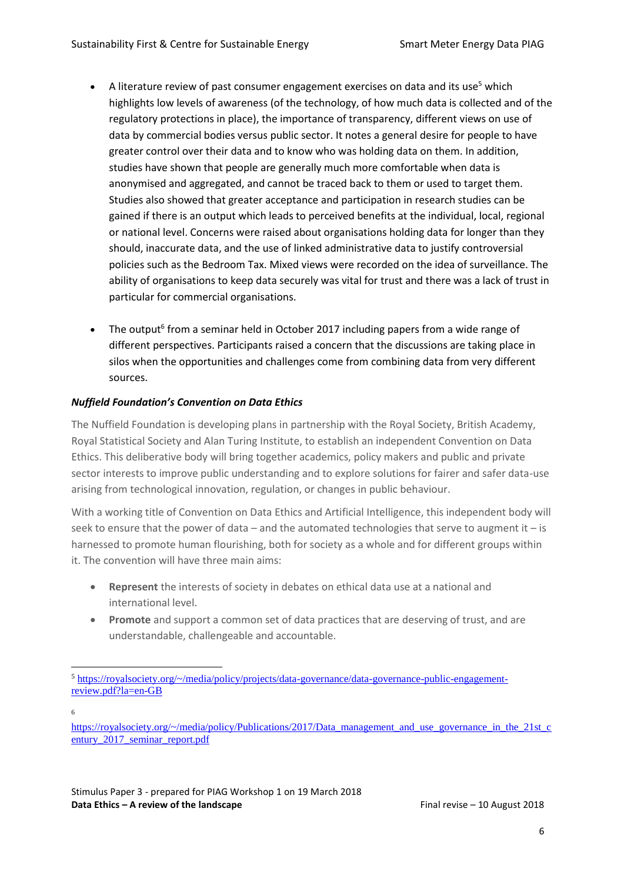- A literature review of past consumer engagement exercises on data and its use[5] which highlights low levels of awareness (of the technology, of how much data is collected and of the regulatory protections in place), the importance of transparency, different views on use of data by commercial bodies versus public sector. It notes a general desire for people to have greater control over their data and to know who was holding data on them. In addition, studies have shown that people are generally much more comfortable when data is anonymised and aggregated, and cannot be traced back to them or used to target them. Studies also showed that greater acceptance and participation in research studies can be gained if there is an output which leads to perceived benefits at the individual, local, regional or national level. Concerns were raised about organisations holding data for longer than they should, inaccurate data, and the use of linked administrative data to justify controversial policies such as the Bedroom Tax. Mixed views were recorded on the idea of surveillance. The ability of organisations to keep data securely was vital for trust and there was a lack of trust in particular for commercial organisations.

- The output[6] from a seminar held in October 2017 including papers from a wide range of different perspectives. Participants raised a concern that the discussions are taking place in silos when the opportunities and challenges come from combining data from very different sources.

***Nuffield Foundation's Convention on Data Ethics***

The Nuffield Foundation is developing plans in partnership with the Royal Society, British Academy, Royal Statistical Society and Alan Turing Institute, to establish an independent Convention on Data Ethics. This deliberative body will bring together academics, policy makers and public and private sector interests to improve public understanding and to explore solutions for fairer and safer data-use arising from technological innovation, regulation, or changes in public behaviour.

With a working title of Convention on Data Ethics and Artificial Intelligence, this independent body will seek to ensure that the power of data – and the automated technologies that serve to augment it – is harnessed to promote human flourishing, both for society as a whole and for different groups within it. The convention will have three main aims:

- **Represent** the interests of society in debates on ethical data use at a national and international level.
- **Promote** and support a common set of data practices that are deserving of trust, and are understandable, challengeable and accountable.

[5] https://royalsociety.org/~/media/policy/projects/data-governance/data-governance-public-engagement-review.pdf?la=en-GB

[6] https://royalsociety.org/~/media/policy/Publications/2017/Data_management_and_use_governance_in_the_21st_century_2017_seminar_report.pdf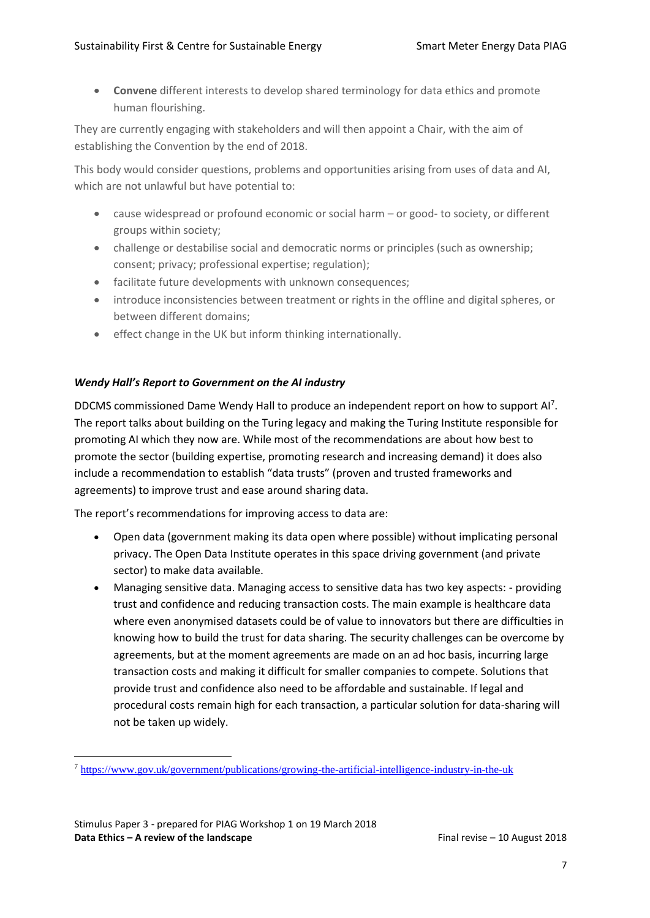- **Convene** different interests to develop shared terminology for data ethics and promote human flourishing.

They are currently engaging with stakeholders and will then appoint a Chair, with the aim of establishing the Convention by the end of 2018.

This body would consider questions, problems and opportunities arising from uses of data and AI, which are not unlawful but have potential to:

- cause widespread or profound economic or social harm – or good- to society, or different groups within society;
- challenge or destabilise social and democratic norms or principles (such as ownership; consent; privacy; professional expertise; regulation);
- facilitate future developments with unknown consequences;
- introduce inconsistencies between treatment or rights in the offline and digital spheres, or between different domains;
- effect change in the UK but inform thinking internationally.

### *Wendy Hall's Report to Government on the AI industry*

DDCMS commissioned Dame Wendy Hall to produce an independent report on how to support AI[7]. The report talks about building on the Turing legacy and making the Turing Institute responsible for promoting AI which they now are. While most of the recommendations are about how best to promote the sector (building expertise, promoting research and increasing demand) it does also include a recommendation to establish "data trusts" (proven and trusted frameworks and agreements) to improve trust and ease around sharing data.

The report's recommendations for improving access to data are:

- Open data (government making its data open where possible) without implicating personal privacy. The Open Data Institute operates in this space driving government (and private sector) to make data available.
- Managing sensitive data. Managing access to sensitive data has two key aspects: - providing trust and confidence and reducing transaction costs. The main example is healthcare data where even anonymised datasets could be of value to innovators but there are difficulties in knowing how to build the trust for data sharing. The security challenges can be overcome by agreements, but at the moment agreements are made on an ad hoc basis, incurring large transaction costs and making it difficult for smaller companies to compete. Solutions that provide trust and confidence also need to be affordable and sustainable. If legal and procedural costs remain high for each transaction, a particular solution for data-sharing will not be taken up widely.

[7] https://www.gov.uk/government/publications/growing-the-artificial-intelligence-industry-in-the-uk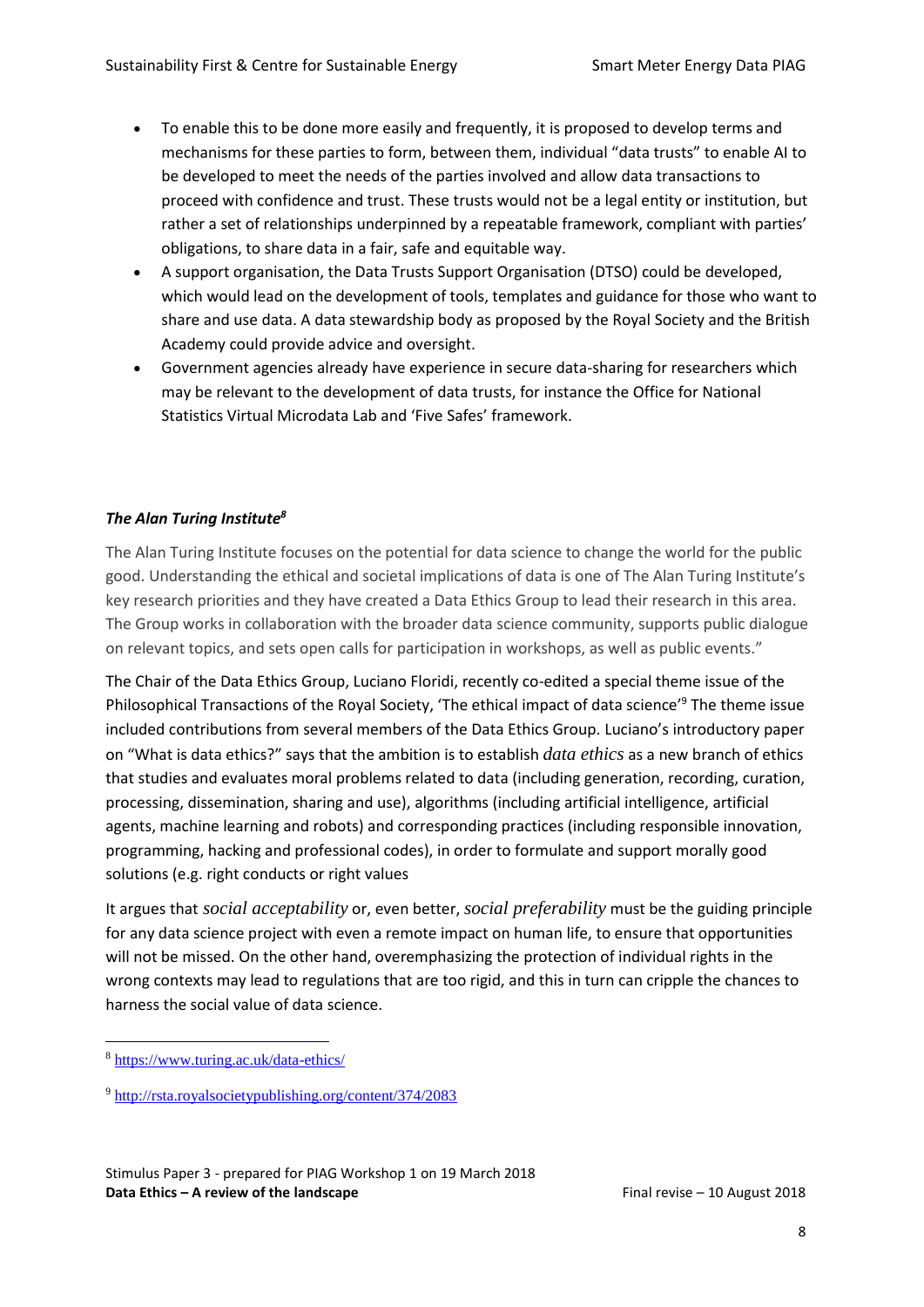- To enable this to be done more easily and frequently, it is proposed to develop terms and mechanisms for these parties to form, between them, individual "data trusts" to enable AI to be developed to meet the needs of the parties involved and allow data transactions to proceed with confidence and trust. These trusts would not be a legal entity or institution, but rather a set of relationships underpinned by a repeatable framework, compliant with parties' obligations, to share data in a fair, safe and equitable way.
- A support organisation, the Data Trusts Support Organisation (DTSO) could be developed, which would lead on the development of tools, templates and guidance for those who want to share and use data. A data stewardship body as proposed by the Royal Society and the British Academy could provide advice and oversight.
- Government agencies already have experience in secure data-sharing for researchers which may be relevant to the development of data trusts, for instance the Office for National Statistics Virtual Microdata Lab and 'Five Safes' framework.

***The Alan Turing Institute*[8]**

The Alan Turing Institute focuses on the potential for data science to change the world for the public good. Understanding the ethical and societal implications of data is one of The Alan Turing Institute's key research priorities and they have created a Data Ethics Group to lead their research in this area. The Group works in collaboration with the broader data science community, supports public dialogue on relevant topics, and sets open calls for participation in workshops, as well as public events."

The Chair of the Data Ethics Group, Luciano Floridi, recently co-edited a special theme issue of the Philosophical Transactions of the Royal Society, 'The ethical impact of data science'[9] The theme issue included contributions from several members of the Data Ethics Group. Luciano's introductory paper on "What is data ethics?" says that the ambition is to establish *data ethics* as a new branch of ethics that studies and evaluates moral problems related to data (including generation, recording, curation, processing, dissemination, sharing and use), algorithms (including artificial intelligence, artificial agents, machine learning and robots) and corresponding practices (including responsible innovation, programming, hacking and professional codes), in order to formulate and support morally good solutions (e.g. right conducts or right values

It argues that *social acceptability* or, even better, *social preferability* must be the guiding principle for any data science project with even a remote impact on human life, to ensure that opportunities will not be missed. On the other hand, overemphasizing the protection of individual rights in the wrong contexts may lead to regulations that are too rigid, and this in turn can cripple the chances to harness the social value of data science.

---

[8] https://www.turing.ac.uk/data-ethics/

[9] http://rsta.royalsocietypublishing.org/content/374/2083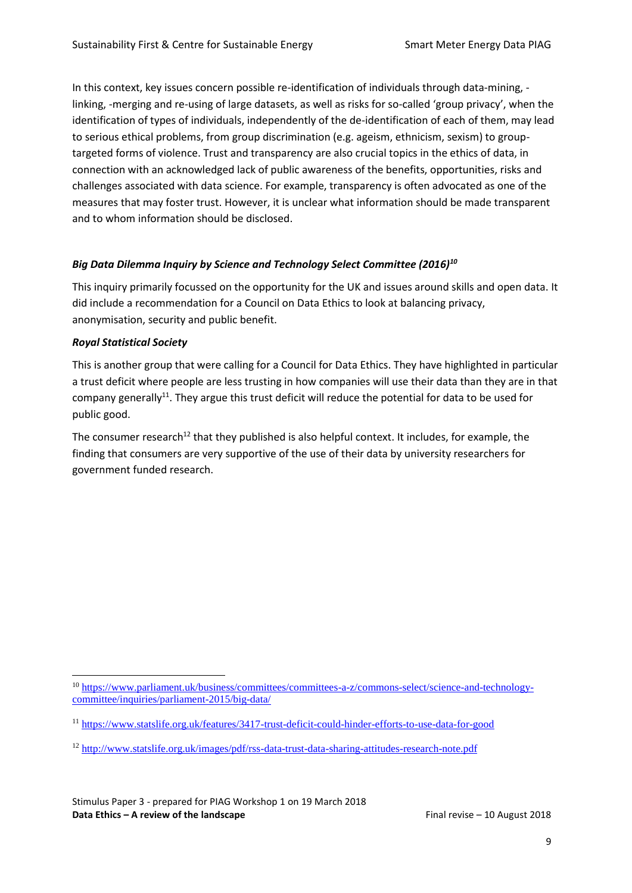In this context, key issues concern possible re-identification of individuals through data-mining, -linking, -merging and re-using of large datasets, as well as risks for so-called 'group privacy', when the identification of types of individuals, independently of the de-identification of each of them, may lead to serious ethical problems, from group discrimination (e.g. ageism, ethnicism, sexism) to group-targeted forms of violence. Trust and transparency are also crucial topics in the ethics of data, in connection with an acknowledged lack of public awareness of the benefits, opportunities, risks and challenges associated with data science. For example, transparency is often advocated as one of the measures that may foster trust. However, it is unclear what information should be made transparent and to whom information should be disclosed.

### *Big Data Dilemma Inquiry by Science and Technology Select Committee (2016)*[10]

This inquiry primarily focussed on the opportunity for the UK and issues around skills and open data. It did include a recommendation for a Council on Data Ethics to look at balancing privacy, anonymisation, security and public benefit.

### *Royal Statistical Society*

This is another group that were calling for a Council for Data Ethics. They have highlighted in particular a trust deficit where people are less trusting in how companies will use their data than they are in that company generally[11]. They argue this trust deficit will reduce the potential for data to be used for public good.

The consumer research[12] that they published is also helpful context. It includes, for example, the finding that consumers are very supportive of the use of their data by university researchers for government funded research.

---

[10] https://www.parliament.uk/business/committees/committees-a-z/commons-select/science-and-technology-committee/inquiries/parliament-2015/big-data/

[11] https://www.statslife.org.uk/features/3417-trust-deficit-could-hinder-efforts-to-use-data-for-good

[12] http://www.statslife.org.uk/images/pdf/rss-data-trust-data-sharing-attitudes-research-note.pdf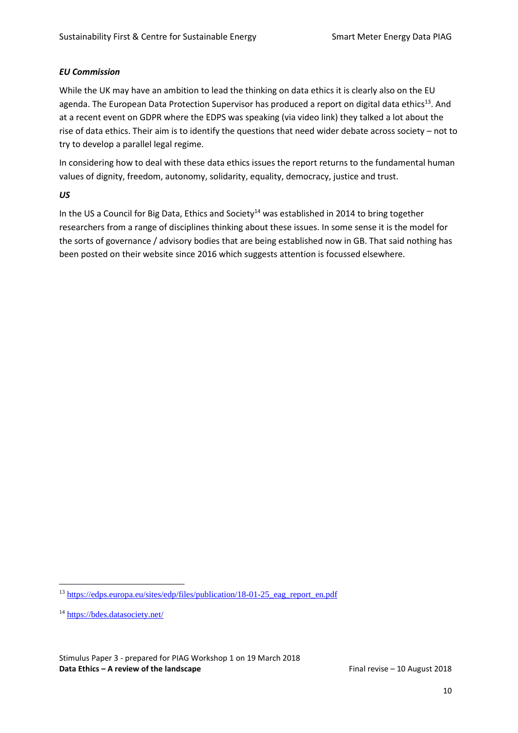***EU Commission***

While the UK may have an ambition to lead the thinking on data ethics it is clearly also on the EU agenda. The European Data Protection Supervisor has produced a report on digital data ethics[13]. And at a recent event on GDPR where the EDPS was speaking (via video link) they talked a lot about the rise of data ethics. Their aim is to identify the questions that need wider debate across society – not to try to develop a parallel legal regime.

In considering how to deal with these data ethics issues the report returns to the fundamental human values of dignity, freedom, autonomy, solidarity, equality, democracy, justice and trust.

***US***

In the US a Council for Big Data, Ethics and Society[14] was established in 2014 to bring together researchers from a range of disciplines thinking about these issues. In some sense it is the model for the sorts of governance / advisory bodies that are being established now in GB. That said nothing has been posted on their website since 2016 which suggests attention is focussed elsewhere.

---

[13] https://edps.europa.eu/sites/edp/files/publication/18-01-25_eag_report_en.pdf

[14] https://bdes.datasociety.net/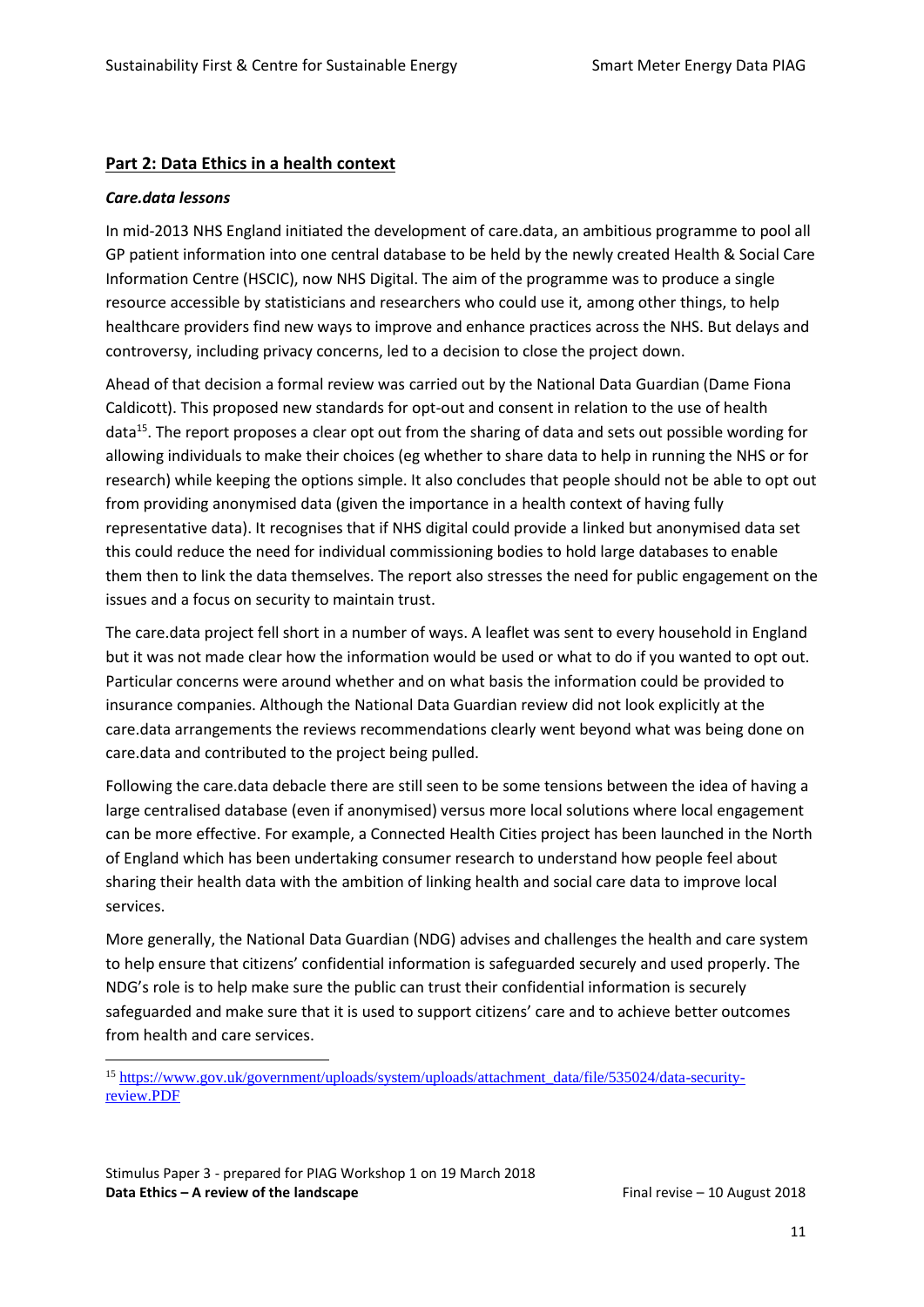## **Part 2: Data Ethics in a health context**

***Care.data lessons***

In mid-2013 NHS England initiated the development of care.data, an ambitious programme to pool all GP patient information into one central database to be held by the newly created Health & Social Care Information Centre (HSCIC), now NHS Digital. The aim of the programme was to produce a single resource accessible by statisticians and researchers who could use it, among other things, to help healthcare providers find new ways to improve and enhance practices across the NHS. But delays and controversy, including privacy concerns, led to a decision to close the project down.

Ahead of that decision a formal review was carried out by the National Data Guardian (Dame Fiona Caldicott). This proposed new standards for opt-out and consent in relation to the use of health data[15]. The report proposes a clear opt out from the sharing of data and sets out possible wording for allowing individuals to make their choices (eg whether to share data to help in running the NHS or for research) while keeping the options simple. It also concludes that people should not be able to opt out from providing anonymised data (given the importance in a health context of having fully representative data). It recognises that if NHS digital could provide a linked but anonymised data set this could reduce the need for individual commissioning bodies to hold large databases to enable them then to link the data themselves. The report also stresses the need for public engagement on the issues and a focus on security to maintain trust.

The care.data project fell short in a number of ways. A leaflet was sent to every household in England but it was not made clear how the information would be used or what to do if you wanted to opt out. Particular concerns were around whether and on what basis the information could be provided to insurance companies. Although the National Data Guardian review did not look explicitly at the care.data arrangements the reviews recommendations clearly went beyond what was being done on care.data and contributed to the project being pulled.

Following the care.data debacle there are still seen to be some tensions between the idea of having a large centralised database (even if anonymised) versus more local solutions where local engagement can be more effective. For example, a Connected Health Cities project has been launched in the North of England which has been undertaking consumer research to understand how people feel about sharing their health data with the ambition of linking health and social care data to improve local services.

More generally, the National Data Guardian (NDG) advises and challenges the health and care system to help ensure that citizens' confidential information is safeguarded securely and used properly. The NDG's role is to help make sure the public can trust their confidential information is securely safeguarded and make sure that it is used to support citizens' care and to achieve better outcomes from health and care services.

---

[15] https://www.gov.uk/government/uploads/system/uploads/attachment_data/file/535024/data-security-review.PDF

Stimulus Paper 3 - prepared for PIAG Workshop 1 on 19 March 2018
**Data Ethics – A review of the landscape** Final revise – 10 August 2018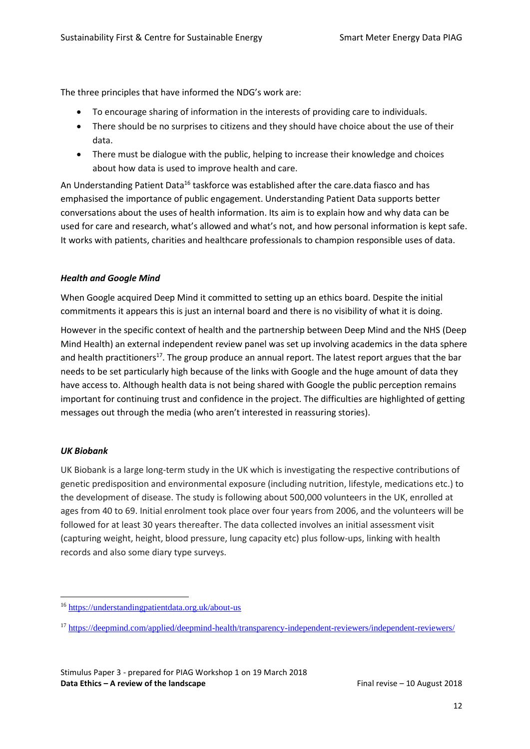The three principles that have informed the NDG's work are:

- To encourage sharing of information in the interests of providing care to individuals.
- There should be no surprises to citizens and they should have choice about the use of their data.
- There must be dialogue with the public, helping to increase their knowledge and choices about how data is used to improve health and care.

An Understanding Patient Data[16] taskforce was established after the care.data fiasco and has emphasised the importance of public engagement. Understanding Patient Data supports better conversations about the uses of health information. Its aim is to explain how and why data can be used for care and research, what's allowed and what's not, and how personal information is kept safe. It works with patients, charities and healthcare professionals to champion responsible uses of data.

***Health and Google Mind***

When Google acquired Deep Mind it committed to setting up an ethics board. Despite the initial commitments it appears this is just an internal board and there is no visibility of what it is doing.

However in the specific context of health and the partnership between Deep Mind and the NHS (Deep Mind Health) an external independent review panel was set up involving academics in the data sphere and health practitioners[17]. The group produce an annual report. The latest report argues that the bar needs to be set particularly high because of the links with Google and the huge amount of data they have access to. Although health data is not being shared with Google the public perception remains important for continuing trust and confidence in the project. The difficulties are highlighted of getting messages out through the media (who aren't interested in reassuring stories).

***UK Biobank***

UK Biobank is a large long-term study in the UK which is investigating the respective contributions of genetic predisposition and environmental exposure (including nutrition, lifestyle, medications etc.) to the development of disease. The study is following about 500,000 volunteers in the UK, enrolled at ages from 40 to 69. Initial enrolment took place over four years from 2006, and the volunteers will be followed for at least 30 years thereafter. The data collected involves an initial assessment visit (capturing weight, height, blood pressure, lung capacity etc) plus follow-ups, linking with health records and also some diary type surveys.

---

[16] https://understandingpatientdata.org.uk/about-us

[17] https://deepmind.com/applied/deepmind-health/transparency-independent-reviewers/independent-reviewers/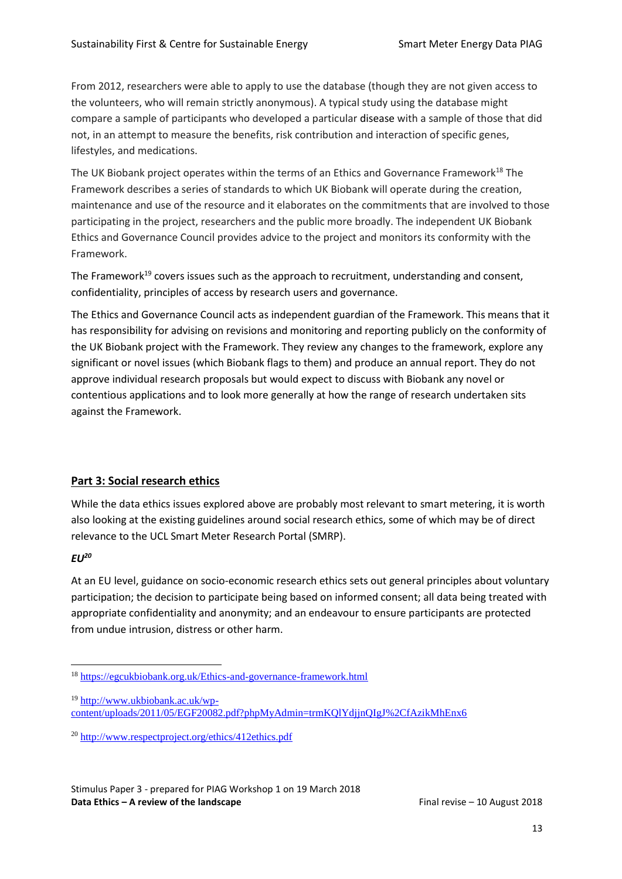From 2012, researchers were able to apply to use the database (though they are not given access to the volunteers, who will remain strictly anonymous). A typical study using the database might compare a sample of participants who developed a particular disease with a sample of those that did not, in an attempt to measure the benefits, risk contribution and interaction of specific genes, lifestyles, and medications.

The UK Biobank project operates within the terms of an Ethics and Governance Framework[18] The Framework describes a series of standards to which UK Biobank will operate during the creation, maintenance and use of the resource and it elaborates on the commitments that are involved to those participating in the project, researchers and the public more broadly. The independent UK Biobank Ethics and Governance Council provides advice to the project and monitors its conformity with the Framework.

The Framework[19] covers issues such as the approach to recruitment, understanding and consent, confidentiality, principles of access by research users and governance.

The Ethics and Governance Council acts as independent guardian of the Framework. This means that it has responsibility for advising on revisions and monitoring and reporting publicly on the conformity of the UK Biobank project with the Framework. They review any changes to the framework, explore any significant or novel issues (which Biobank flags to them) and produce an annual report. They do not approve individual research proposals but would expect to discuss with Biobank any novel or contentious applications and to look more generally at how the range of research undertaken sits against the Framework.

## Part 3: Social research ethics

While the data ethics issues explored above are probably most relevant to smart metering, it is worth also looking at the existing guidelines around social research ethics, some of which may be of direct relevance to the UCL Smart Meter Research Portal (SMRP).

### *EU*[20]

At an EU level, guidance on socio-economic research ethics sets out general principles about voluntary participation; the decision to participate being based on informed consent; all data being treated with appropriate confidentiality and anonymity; and an endeavour to ensure participants are protected from undue intrusion, distress or other harm.

---

[18] https://egcukbiobank.org.uk/Ethics-and-governance-framework.html

[19] http://www.ukbiobank.ac.uk/wp-content/uploads/2011/05/EGF20082.pdf?phpMyAdmin=trmKQlYdjjnQIgJ%2CfAzikMhEnx6

[20] http://www.respectproject.org/ethics/412ethics.pdf

Stimulus Paper 3 - prepared for PIAG Workshop 1 on 19 March 2018
**Data Ethics – A review of the landscape** Final revise – 10 August 2018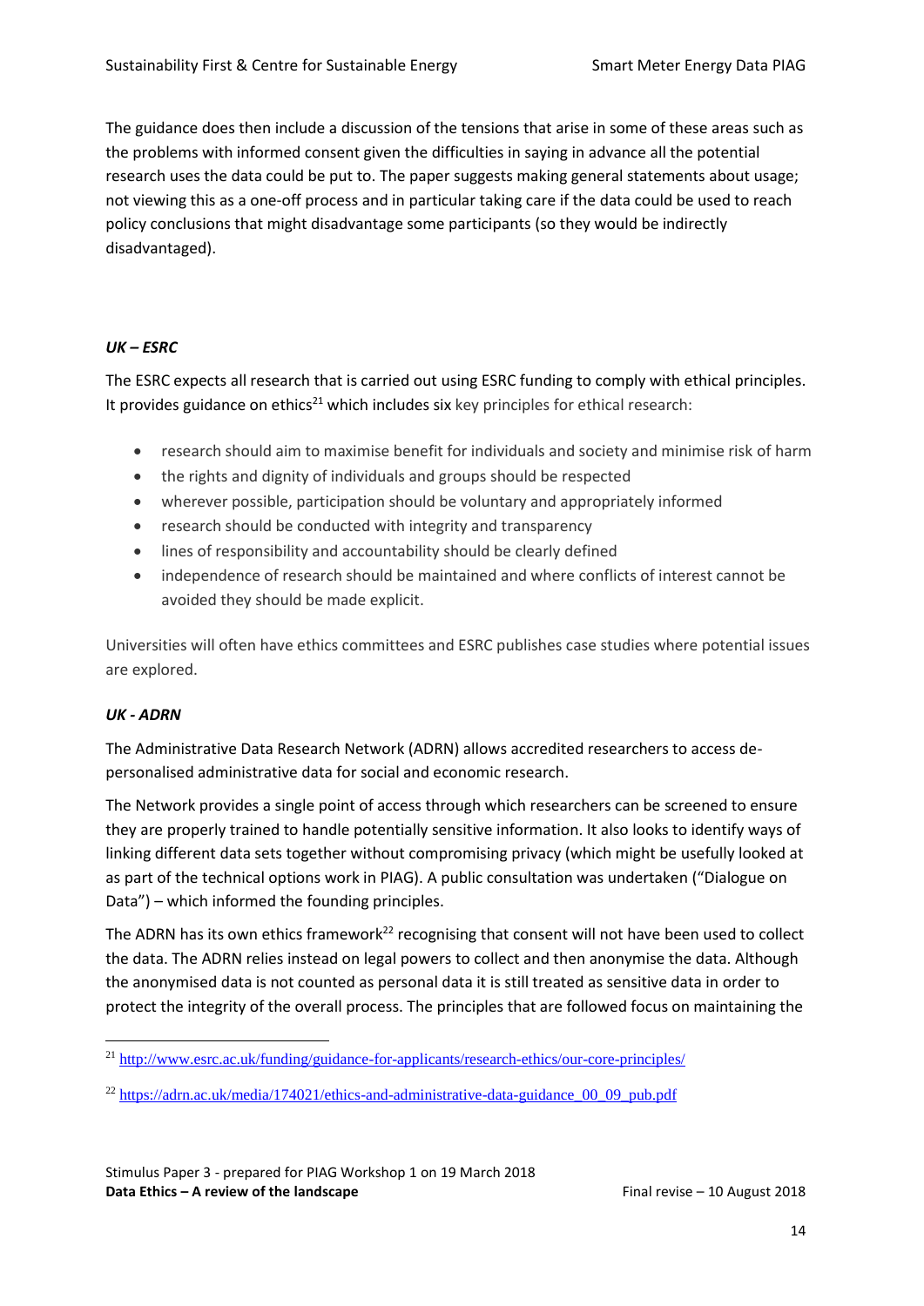The guidance does then include a discussion of the tensions that arise in some of these areas such as the problems with informed consent given the difficulties in saying in advance all the potential research uses the data could be put to. The paper suggests making general statements about usage; not viewing this as a one-off process and in particular taking care if the data could be used to reach policy conclusions that might disadvantage some participants (so they would be indirectly disadvantaged).

***UK – ESRC***

The ESRC expects all research that is carried out using ESRC funding to comply with ethical principles. It provides guidance on ethics[21] which includes six key principles for ethical research:

- research should aim to maximise benefit for individuals and society and minimise risk of harm
- the rights and dignity of individuals and groups should be respected
- wherever possible, participation should be voluntary and appropriately informed
- research should be conducted with integrity and transparency
- lines of responsibility and accountability should be clearly defined
- independence of research should be maintained and where conflicts of interest cannot be avoided they should be made explicit.

Universities will often have ethics committees and ESRC publishes case studies where potential issues are explored.

***UK - ADRN***

The Administrative Data Research Network (ADRN) allows accredited researchers to access de-personalised administrative data for social and economic research.

The Network provides a single point of access through which researchers can be screened to ensure they are properly trained to handle potentially sensitive information. It also looks to identify ways of linking different data sets together without compromising privacy (which might be usefully looked at as part of the technical options work in PIAG). A public consultation was undertaken ("Dialogue on Data") – which informed the founding principles.

The ADRN has its own ethics framework[22] recognising that consent will not have been used to collect the data. The ADRN relies instead on legal powers to collect and then anonymise the data. Although the anonymised data is not counted as personal data it is still treated as sensitive data in order to protect the integrity of the overall process. The principles that are followed focus on maintaining the

---

[21] http://www.esrc.ac.uk/funding/guidance-for-applicants/research-ethics/our-core-principles/

[22] https://adrn.ac.uk/media/174021/ethics-and-administrative-data-guidance_00_09_pub.pdf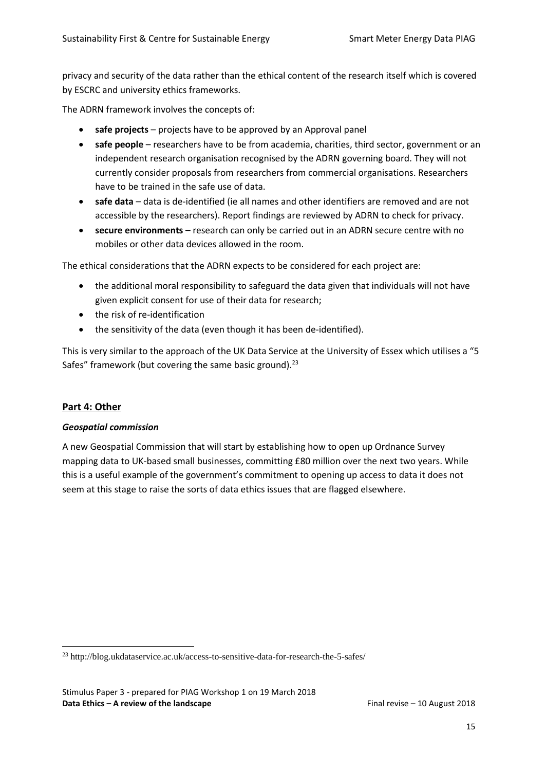privacy and security of the data rather than the ethical content of the research itself which is covered by ESCRC and university ethics frameworks.

The ADRN framework involves the concepts of:

- **safe projects** – projects have to be approved by an Approval panel
- **safe people** – researchers have to be from academia, charities, third sector, government or an independent research organisation recognised by the ADRN governing board. They will not currently consider proposals from researchers from commercial organisations. Researchers have to be trained in the safe use of data.
- **safe data** – data is de-identified (ie all names and other identifiers are removed and are not accessible by the researchers). Report findings are reviewed by ADRN to check for privacy.
- **secure environments** – research can only be carried out in an ADRN secure centre with no mobiles or other data devices allowed in the room.

The ethical considerations that the ADRN expects to be considered for each project are:

- the additional moral responsibility to safeguard the data given that individuals will not have given explicit consent for use of their data for research;
- the risk of re-identification
- the sensitivity of the data (even though it has been de-identified).

This is very similar to the approach of the UK Data Service at the University of Essex which utilises a "5 Safes" framework (but covering the same basic ground).[23]

## Part 4: Other

### *Geospatial commission*

A new Geospatial Commission that will start by establishing how to open up Ordnance Survey mapping data to UK-based small businesses, committing £80 million over the next two years. While this is a useful example of the government's commitment to opening up access to data it does not seem at this stage to raise the sorts of data ethics issues that are flagged elsewhere.

[23] http://blog.ukdataservice.ac.uk/access-to-sensitive-data-for-research-the-5-safes/

Stimulus Paper 3 - prepared for PIAG Workshop 1 on 19 March 2018
**Data Ethics – A review of the landscape** Final revise – 10 August 2018